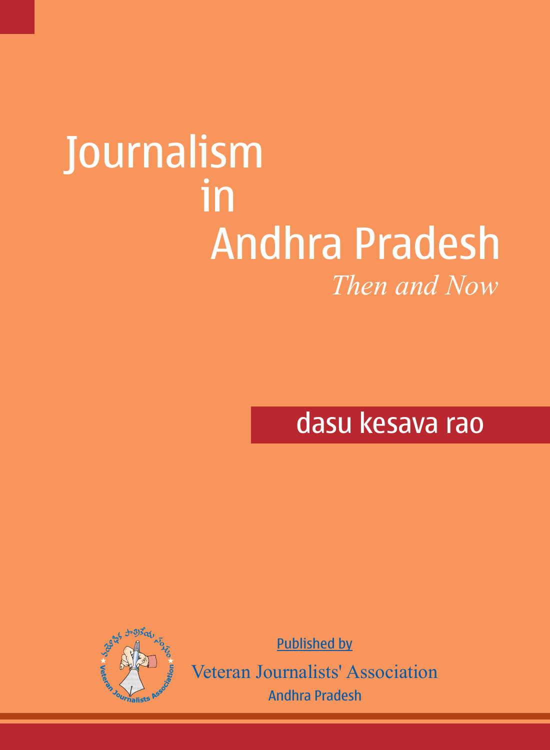# Journalism in Andhra Pradesh

*Then and Now*

dasu kesava rao

Published by

Veteran Journalists' Association

Andhra Pradesh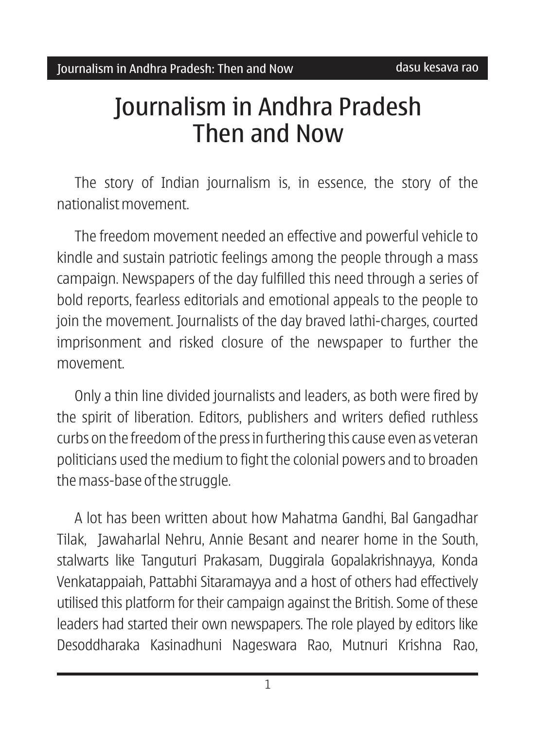# Journalism in Andhra Pradesh Then and Now

The story of Indian journalism is, in essence, the story of the nationalist movement.

The freedom movement needed an effective and powerful vehicle to kindle and sustain patriotic feelings among the people through a mass campaign. Newspapers of the day fulfilled this need through a series of bold reports, fearless editorials and emotional appeals to the people to join the movement. Journalists of the day braved lathi-charges, courted imprisonment and risked closure of the newspaper to further the movement.

Only a thin line divided journalists and leaders, as both were fired by the spirit of liberation. Editors, publishers and writers defied ruthless curbs on the freedom of the press in furthering this cause even as veteran politicians used the medium to fight the colonial powers and to broaden the mass-base of the struggle.

A lot has been written about how Mahatma Gandhi, Bal Gangadhar Tilak, Jawaharlal Nehru, Annie Besant and nearer home in the South, stalwarts like Tanguturi Prakasam, Duggirala Gopalakrishnayya, Konda Venkatappaiah, Pattabhi Sitaramayya and a host of others had effectively utilised this platform for their campaign against the British. Some of these leaders had started their own newspapers. The role played by editors like Desoddharaka Kasinadhuni Nageswara Rao, Mutnuri Krishna Rao,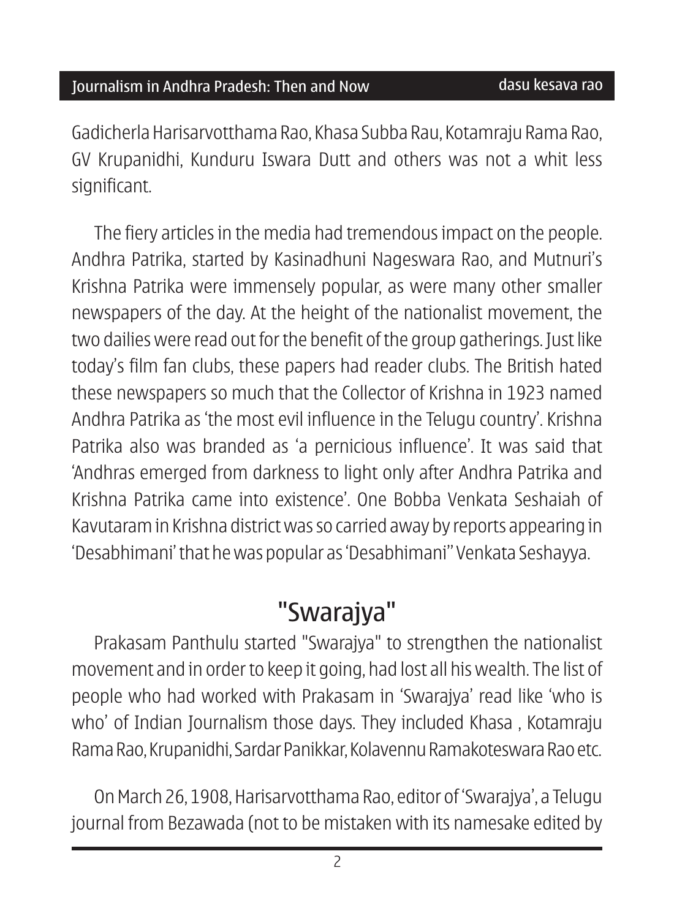Gadicherla Harisarvotthama Rao, Khasa Subba Rau, Kotamraju Rama Rao, GV Krupanidhi, Kunduru Iswara Dutt and others was not a whit less significant.

The fiery articles in the media had tremendous impact on the people. Andhra Patrika, started by Kasinadhuni Nageswara Rao, and Mutnuri's Krishna Patrika were immensely popular, as were many other smaller newspapers of the day. At the height of the nationalist movement, the two dailies were read out for the benefit of the group gatherings. Just like today's film fan clubs, these papers had reader clubs. The British hated these newspapers so much that the Collector of Krishna in 1923 named Andhra Patrika as 'the most evil influence in the Telugu country'. Krishna Patrika also was branded as 'a pernicious influence'. It was said that 'Andhras emerged from darkness to light only after Andhra Patrika and Krishna Patrika came into existence'. One Bobba Venkata Seshaiah of Kavutaram in Krishna district was so carried away by reports appearing in 'Desabhimani' that he was popular as 'Desabhimani'' Venkata Seshayya.

## "Swarajya"

Prakasam Panthulu started "Swarajya" to strengthen the nationalist movement and in order to keep it going, had lost all his wealth. The list of people who had worked with Prakasam in 'Swarajya' read like 'who is who' of Indian Journalism those days. They included Khasa , Kotamraju Rama Rao, Krupanidhi, Sardar Panikkar, Kolavennu Ramakoteswara Rao etc.

On March 26, 1908, Harisarvotthama Rao, editor of 'Swarajya', a Telugu journal from Bezawada (not to be mistaken with its namesake edited by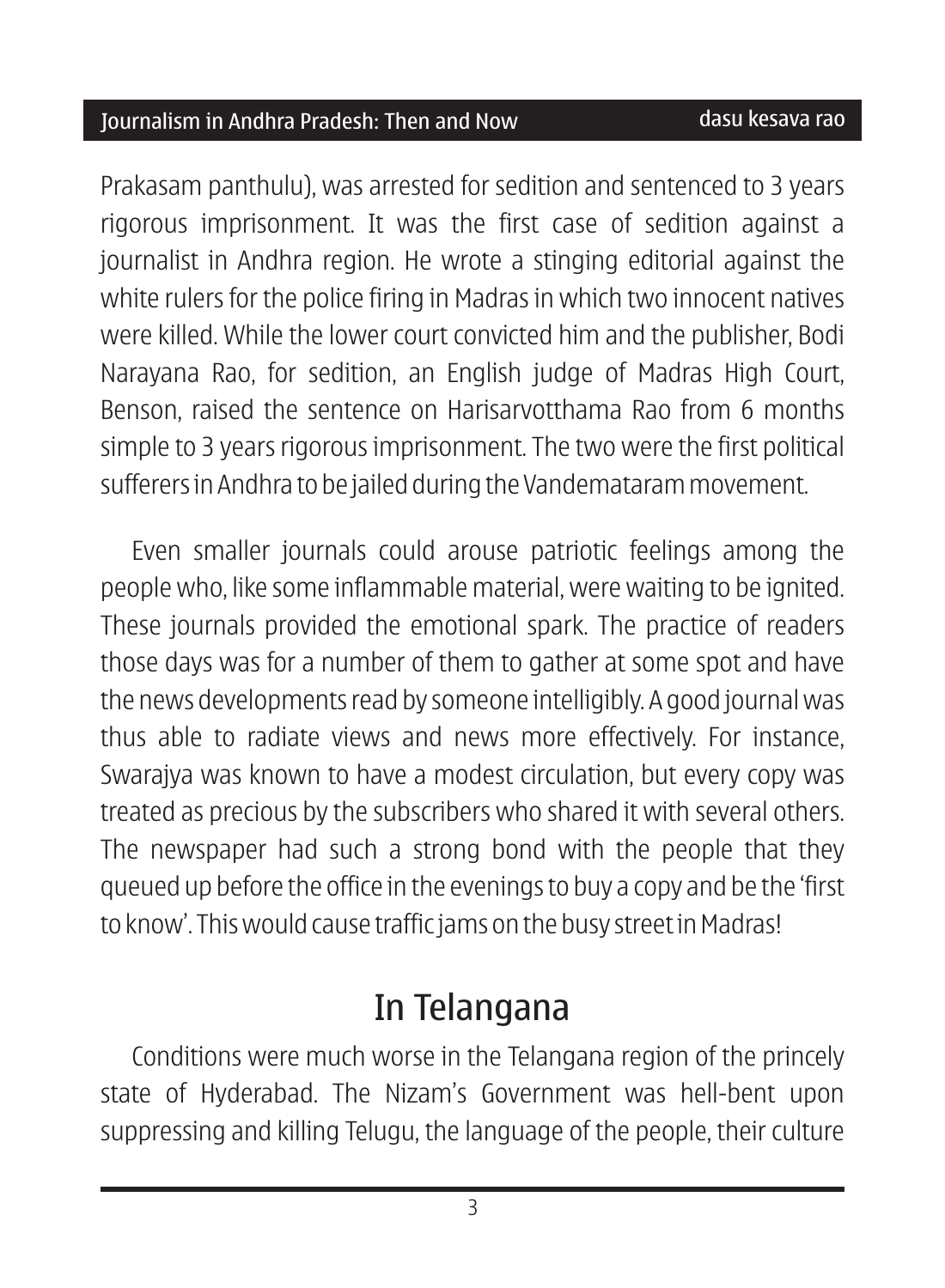Prakasam panthulu), was arrested for sedition and sentenced to 3 years rigorous imprisonment. It was the first case of sedition against a journalist in Andhra region. He wrote a stinging editorial against the white rulers for the police firing in Madras in which two innocent natives were killed. While the lower court convicted him and the publisher, Bodi Narayana Rao, for sedition, an English judge of Madras High Court, Benson, raised the sentence on Harisarvotthama Rao from 6 months simple to 3 years rigorous imprisonment. The two were the first political sufferers in Andhra to be jailed during the Vandemataram movement.

Even smaller journals could arouse patriotic feelings among the people who, like some inflammable material, were waiting to be ignited. These journals provided the emotional spark. The practice of readers those days was for a number of them to gather at some spot and have the news developments read by someone intelligibly. A good journal was thus able to radiate views and news more effectively. For instance, Swarajya was known to have a modest circulation, but every copy was treated as precious by the subscribers who shared it with several others. The newspaper had such a strong bond with the people that they queued up before the office in the evenings to buy a copy and be the 'first to know'. This would cause traffic jams on the busy street in Madras!

## In Telangana

Conditions were much worse in the Telangana region of the princely state of Hyderabad. The Nizam's Government was hell-bent upon suppressing and killing Telugu, the language of the people, their culture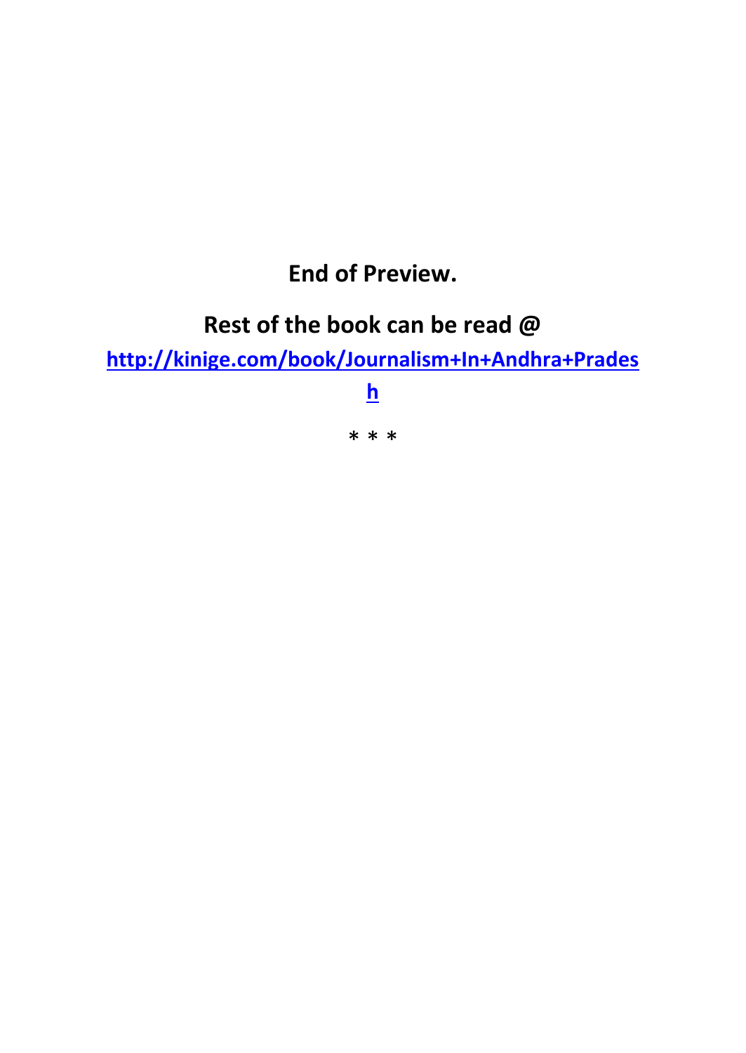**End of Preview.**

**Rest of the book can be read @**

**http://kinige.com/book/Journalism+In+Andhra+Pradesh**

* * *